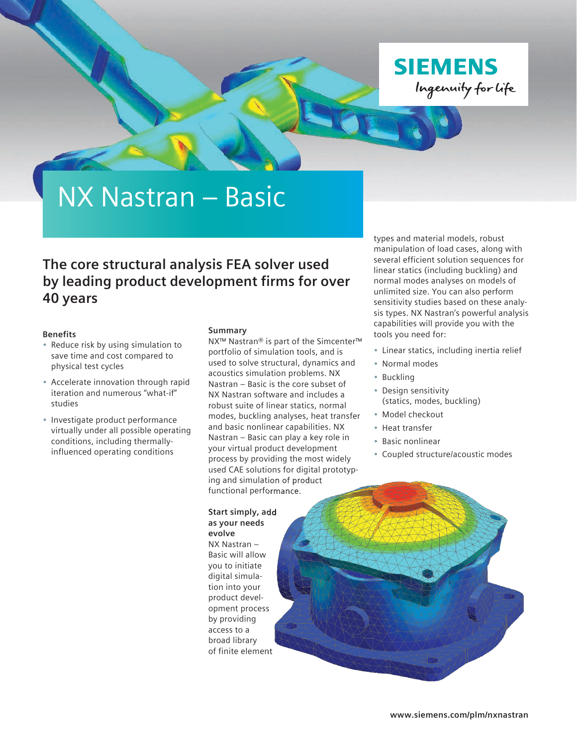SIEMENS

Ingenuity for life

# NX Nastran – Basic

## The core structural analysis FEA solver used by leading product development firms for over 40 years

### Benefits

- Reduce risk by using simulation to save time and cost compared to physical test cycles
- Accelerate innovation through rapid iteration and numerous "what-if" studies
- Investigate product performance virtually under all possible operating conditions, including thermally-influenced operating conditions

### Summary

NX™ Nastran® is part of the Simcenter™ portfolio of simulation tools, and is used to solve structural, dynamics and acoustics simulation problems. NX Nastran – Basic is the core subset of NX Nastran software and includes a robust suite of linear statics, normal modes, buckling analyses, heat transfer and basic nonlinear capabilities. NX Nastran – Basic can play a key role in your virtual product development process by providing the most widely used CAE solutions for digital prototyping and simulation of product functional performance.

### Start simply, add as your needs evolve

NX Nastran – Basic will allow you to initiate digital simulation into your product development process by providing access to a broad library of finite element types and material models, robust manipulation of load cases, along with several efficient solution sequences for linear statics (including buckling) and normal modes analyses on models of unlimited size. You can also perform sensitivity studies based on these analysis types. NX Nastran's powerful analysis capabilities will provide you with the tools you need for:

- Linear statics, including inertia relief
- Normal modes
- Buckling
- Design sensitivity (statics, modes, buckling)
- Model checkout
- Heat transfer
- Basic nonlinear
- Coupled structure/acoustic modes

www.siemens.com/plm/nxnastran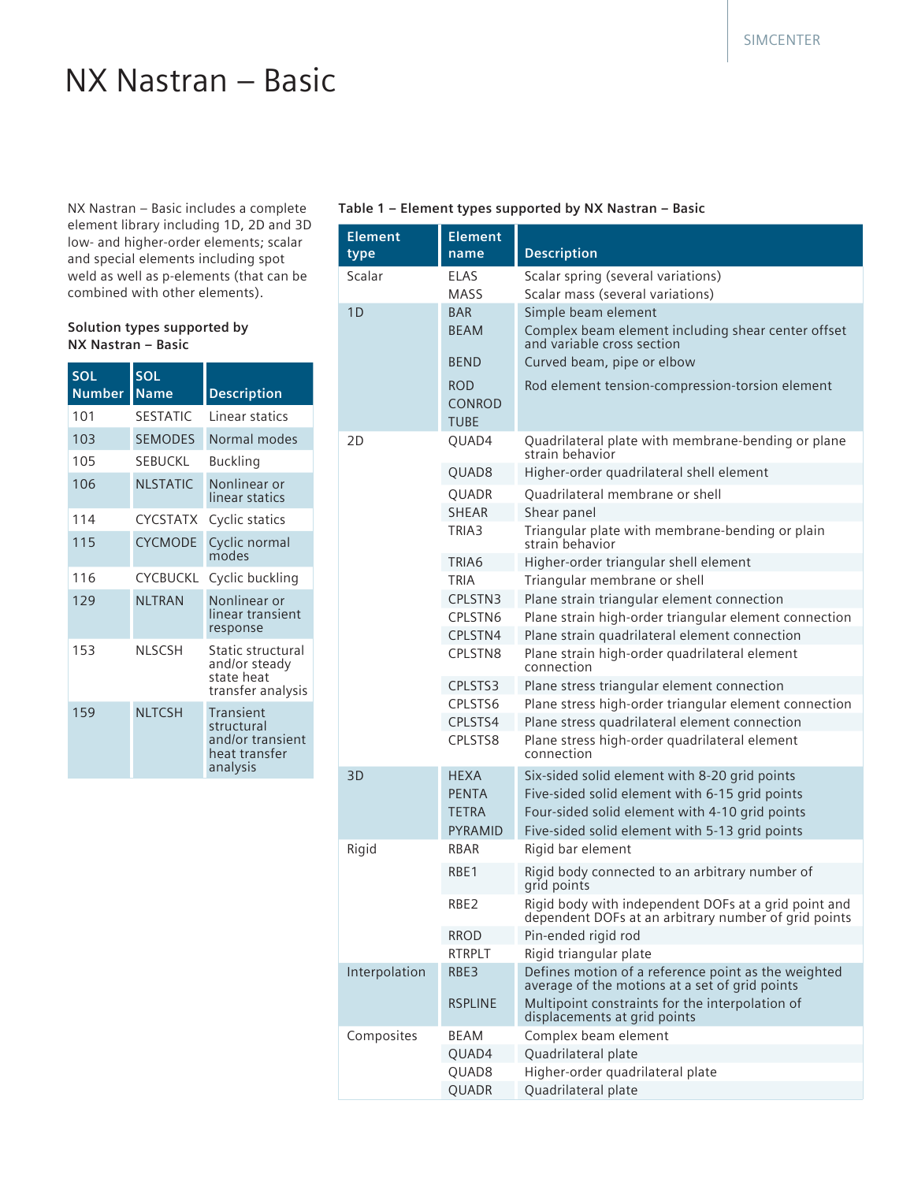# NX Nastran – Basic

NX Nastran – Basic includes a complete element library including 1D, 2D and 3D low- and higher-order elements; scalar and special elements including spot weld as well as p-elements (that can be combined with other elements).

**Solution types supported by NX Nastran – Basic**

| SOL Number | SOL Name | Description |
|---|---|---|
| 101 | SESTATIC | Linear statics |
| 103 | SEMODES | Normal modes |
| 105 | SEBUCKL | Buckling |
| 106 | NLSTATIC | Nonlinear or linear statics |
| 114 | CYCSTATX | Cyclic statics |
| 115 | CYCMODE | Cyclic normal modes |
| 116 | CYCBUCKL | Cyclic buckling |
| 129 | NLTRAN | Nonlinear or linear transient response |
| 153 | NLSCSH | Static structural and/or steady state heat transfer analysis |
| 159 | NLTCSH | Transient structural and/or transient heat transfer analysis |

**Table 1 – Element types supported by NX Nastran – Basic**

| Element type | Element name | Description |
|---|---|---|
| Scalar | ELAS | Scalar spring (several variations) |
| | MASS | Scalar mass (several variations) |
| 1D | BAR | Simple beam element |
| | BEAM | Complex beam element including shear center offset and variable cross section |
| | BEND | Curved beam, pipe or elbow |
| | ROD<br>CONROD<br>TUBE | Rod element tension-compression-torsion element |
| 2D | QUAD4 | Quadrilateral plate with membrane-bending or plane strain behavior |
| | QUAD8 | Higher-order quadrilateral shell element |
| | QUADR | Quadrilateral membrane or shell |
| | SHEAR | Shear panel |
| | TRIA3 | Triangular plate with membrane-bending or plain strain behavior |
| | TRIA6 | Higher-order triangular shell element |
| | TRIA | Triangular membrane or shell |
| | CPLSTN3 | Plane strain triangular element connection |
| | CPLSTN6 | Plane strain high-order triangular element connection |
| | CPLSTN4 | Plane strain quadrilateral element connection |
| | CPLSTN8 | Plane strain high-order quadrilateral element connection |
| | CPLSTS3 | Plane stress triangular element connection |
| | CPLSTS6 | Plane stress high-order triangular element connection |
| | CPLSTS4 | Plane stress quadrilateral element connection |
| | CPLSTS8 | Plane stress high-order quadrilateral element connection |
| 3D | HEXA | Six-sided solid element with 8-20 grid points |
| | PENTA | Five-sided solid element with 6-15 grid points |
| | TETRA | Four-sided solid element with 4-10 grid points |
| | PYRAMID | Five-sided solid element with 5-13 grid points |
| Rigid | RBAR | Rigid bar element |
| | RBE1 | Rigid body connected to an arbitrary number of grid points |
| | RBE2 | Rigid body with independent DOFs at a grid point and dependent DOFs at an arbitrary number of grid points |
| | RROD | Pin-ended rigid rod |
| | RTRPLT | Rigid triangular plate |
| Interpolation | RBE3 | Defines motion of a reference point as the weighted average of the motions at a set of grid points |
| | RSPLINE | Multipoint constraints for the interpolation of displacements at grid points |
| Composites | BEAM | Complex beam element |
| | QUAD4 | Quadrilateral plate |
| | QUAD8 | Higher-order quadrilateral plate |
| | QUADR | Quadrilateral plate |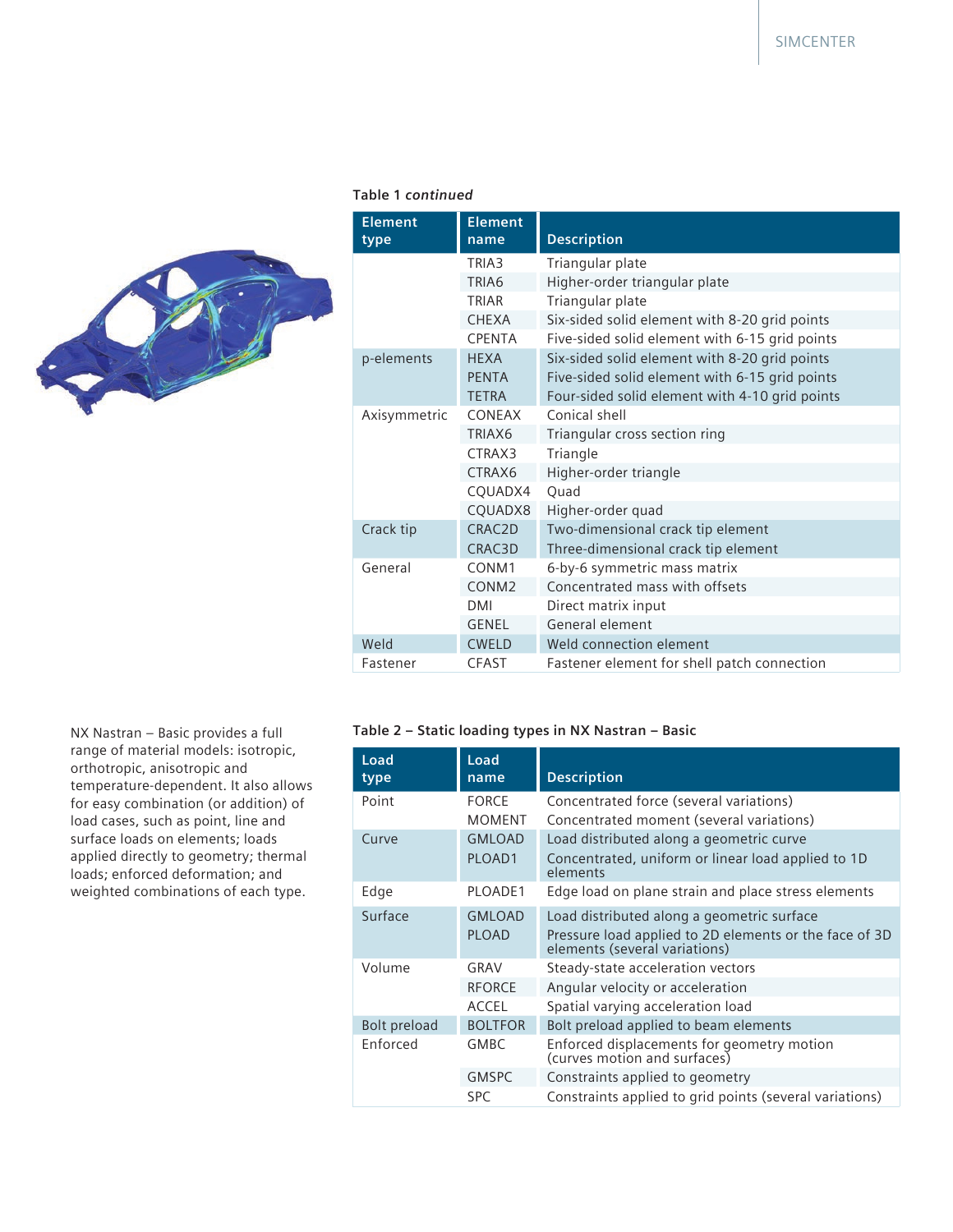**Table 1** ***continued***

| Element type | Element name | Description |
|---|---|---|
| | TRIA3 | Triangular plate |
| | TRIA6 | Higher-order triangular plate |
| | TRIAR | Triangular plate |
| | CHEXA | Six-sided solid element with 8-20 grid points |
| | CPENTA | Five-sided solid element with 6-15 grid points |
| p-elements | HEXA | Six-sided solid element with 8-20 grid points |
| | PENTA | Five-sided solid element with 6-15 grid points |
| | TETRA | Four-sided solid element with 4-10 grid points |
| Axisymmetric | CONEAX | Conical shell |
| | TRIAX6 | Triangular cross section ring |
| | CTRAX3 | Triangle |
| | CTRAX6 | Higher-order triangle |
| | CQUADX4 | Quad |
| | CQUADX8 | Higher-order quad |
| Crack tip | CRAC2D | Two-dimensional crack tip element |
| | CRAC3D | Three-dimensional crack tip element |
| General | CONM1 | 6-by-6 symmetric mass matrix |
| | CONM2 | Concentrated mass with offsets |
| | DMI | Direct matrix input |
| | GENEL | General element |
| Weld | CWELD | Weld connection element |
| Fastener | CFAST | Fastener element for shell patch connection |

NX Nastran – Basic provides a full range of material models: isotropic, orthotropic, anisotropic and temperature-dependent. It also allows for easy combination (or addition) of load cases, such as point, line and surface loads on elements; loads applied directly to geometry; thermal loads; enforced deformation; and weighted combinations of each type.

**Table 2 – Static loading types in NX Nastran – Basic**

| Load type | Load name | Description |
|---|---|---|
| Point | FORCE | Concentrated force (several variations) |
| | MOMENT | Concentrated moment (several variations) |
| Curve | GMLOAD | Load distributed along a geometric curve |
| | PLOAD1 | Concentrated, uniform or linear load applied to 1D elements |
| Edge | PLOADE1 | Edge load on plane strain and place stress elements |
| Surface | GMLOAD | Load distributed along a geometric surface |
| | PLOAD | Pressure load applied to 2D elements or the face of 3D elements (several variations) |
| Volume | GRAV | Steady-state acceleration vectors |
| | RFORCE | Angular velocity or acceleration |
| | ACCEL | Spatial varying acceleration load |
| Bolt preload | BOLTFOR | Bolt preload applied to beam elements |
| Enforced | GMBC | Enforced displacements for geometry motion (curves motion and surfaces) |
| | GMSPC | Constraints applied to geometry |
| | SPC | Constraints applied to grid points (several variations) |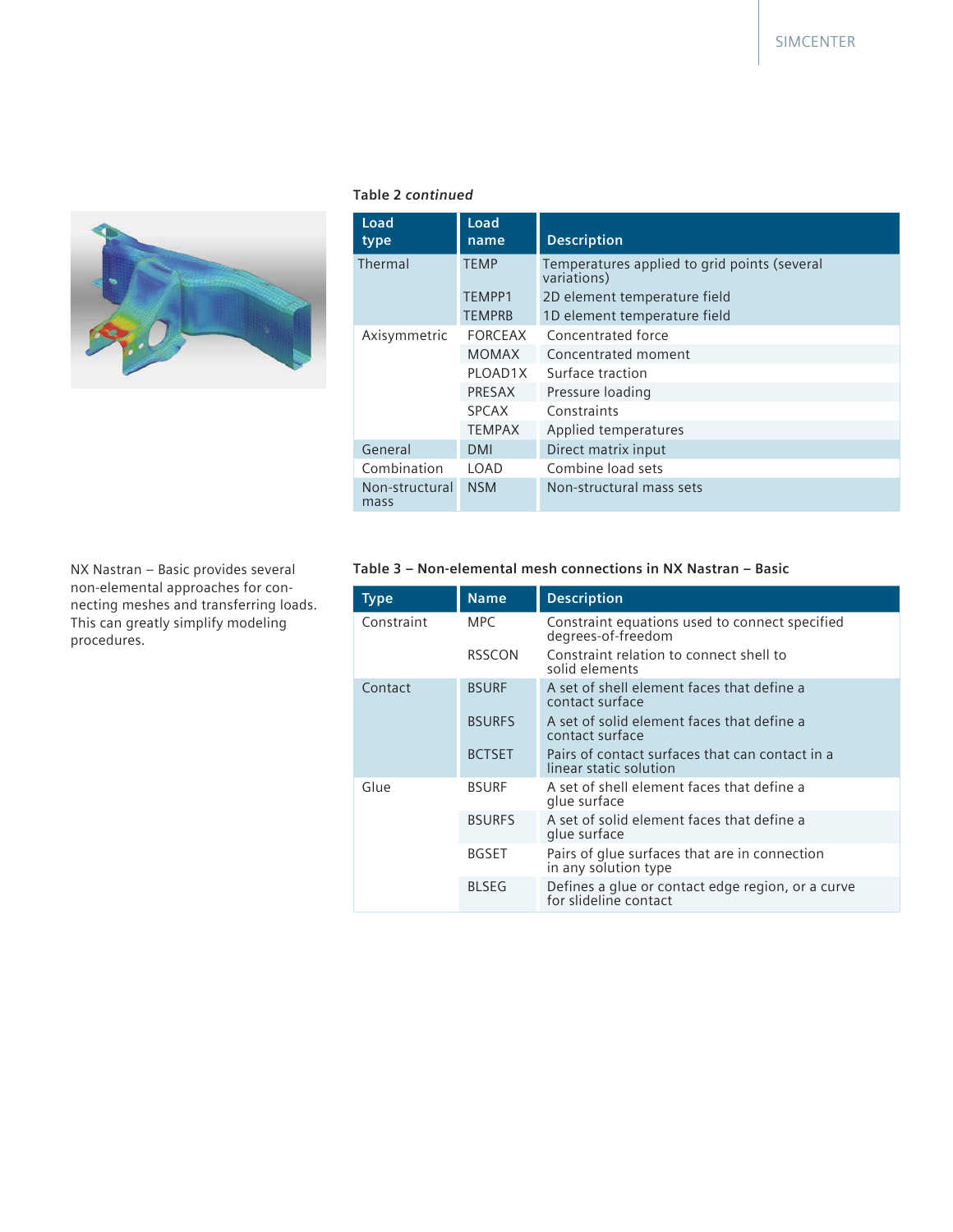**Table 2** ***continued***

| Load type | Load name | Description |
|---|---|---|
| Thermal | TEMP | Temperatures applied to grid points (several variations) |
| | TEMPP1 | 2D element temperature field |
| | TEMPRB | 1D element temperature field |
| Axisymmetric | FORCEAX | Concentrated force |
| | MOMAX | Concentrated moment |
| | PLOAD1X | Surface traction |
| | PRESAX | Pressure loading |
| | SPCAX | Constraints |
| | TEMPAX | Applied temperatures |
| General | DMI | Direct matrix input |
| Combination | LOAD | Combine load sets |
| Non-structural mass | NSM | Non-structural mass sets |

NX Nastran – Basic provides several non-elemental approaches for connecting meshes and transferring loads. This can greatly simplify modeling procedures.

**Table 3 – Non-elemental mesh connections in NX Nastran – Basic**

| Type | Name | Description |
|---|---|---|
| Constraint | MPC | Constraint equations used to connect specified degrees-of-freedom |
| | RSSCON | Constraint relation to connect shell to solid elements |
| Contact | BSURF | A set of shell element faces that define a contact surface |
| | BSURFS | A set of solid element faces that define a contact surface |
| | BCTSET | Pairs of contact surfaces that can contact in a linear static solution |
| Glue | BSURF | A set of shell element faces that define a glue surface |
| | BSURFS | A set of solid element faces that define a glue surface |
| | BGSET | Pairs of glue surfaces that are in connection in any solution type |
| | BLSEG | Defines a glue or contact edge region, or a curve for slideline contact |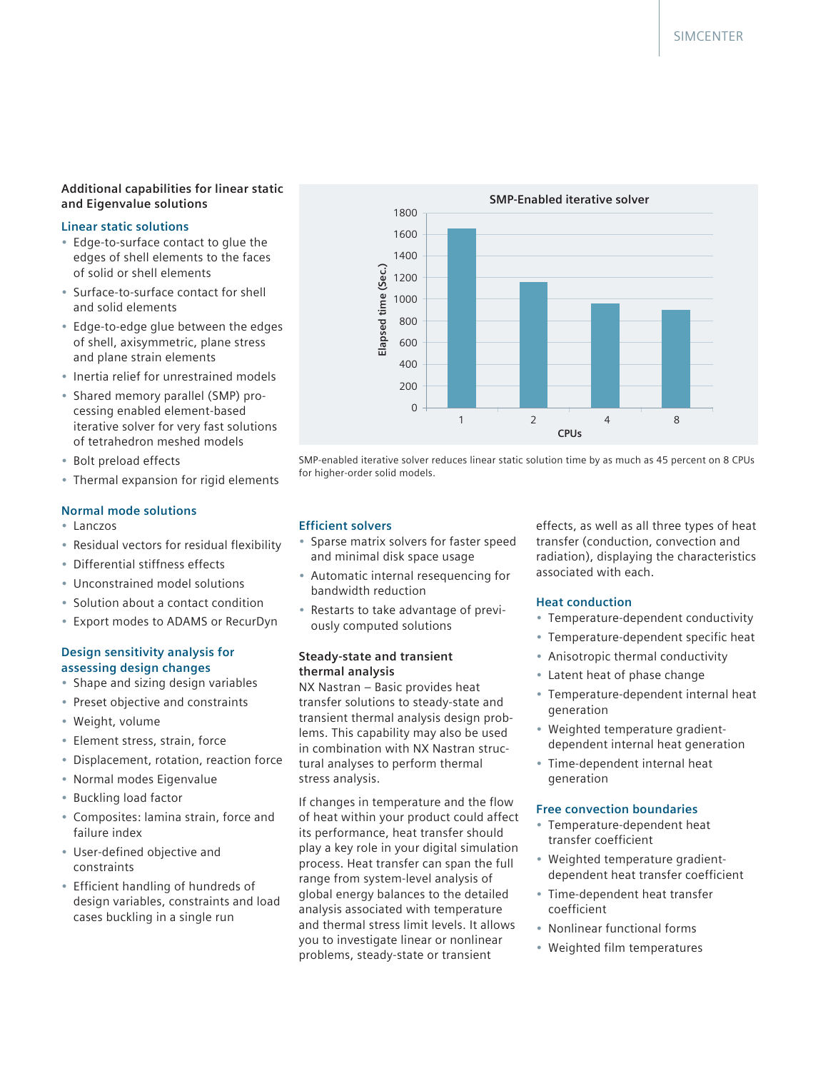### Additional capabilities for linear static and Eigenvalue solutions

#### Linear static solutions

- Edge-to-surface contact to glue the edges of shell elements to the faces of solid or shell elements
- Surface-to-surface contact for shell and solid elements
- Edge-to-edge glue between the edges of shell, axisymmetric, plane stress and plane strain elements
- Inertia relief for unrestrained models
- Shared memory parallel (SMP) processing enabled element-based iterative solver for very fast solutions of tetrahedron meshed models
- Bolt preload effects
- Thermal expansion for rigid elements

#### Normal mode solutions

- Lanczos
- Residual vectors for residual flexibility
- Differential stiffness effects
- Unconstrained model solutions
- Solution about a contact condition
- Export modes to ADAMS or RecurDyn

#### Design sensitivity analysis for assessing design changes

- Shape and sizing design variables
- Preset objective and constraints
- Weight, volume
- Element stress, strain, force
- Displacement, rotation, reaction force
- Normal modes Eigenvalue
- Buckling load factor
- Composites: lamina strain, force and failure index
- User-defined objective and constraints
- Efficient handling of hundreds of design variables, constraints and load cases buckling in a single run

**SMP-Enabled iterative solver**

SMP-enabled iterative solver reduces linear static solution time by as much as 45 percent on 8 CPUs for higher-order solid models.

#### Efficient solvers

- Sparse matrix solvers for faster speed and minimal disk space usage
- Automatic internal resequencing for bandwidth reduction
- Restarts to take advantage of previously computed solutions

#### Steady-state and transient thermal analysis

NX Nastran – Basic provides heat transfer solutions to steady-state and transient thermal analysis design problems. This capability may also be used in combination with NX Nastran structural analyses to perform thermal stress analysis.

If changes in temperature and the flow of heat within your product could affect its performance, heat transfer should play a key role in your digital simulation process. Heat transfer can span the full range from system-level analysis of global energy balances to the detailed analysis associated with temperature and thermal stress limit levels. It allows you to investigate linear or nonlinear problems, steady-state or transient effects, as well as all three types of heat transfer (conduction, convection and radiation), displaying the characteristics associated with each.

#### Heat conduction

- Temperature-dependent conductivity
- Temperature-dependent specific heat
- Anisotropic thermal conductivity
- Latent heat of phase change
- Temperature-dependent internal heat generation
- Weighted temperature gradient-dependent internal heat generation
- Time-dependent internal heat generation

#### Free convection boundaries

- Temperature-dependent heat transfer coefficient
- Weighted temperature gradient-dependent heat transfer coefficient
- Time-dependent heat transfer coefficient
- Nonlinear functional forms
- Weighted film temperatures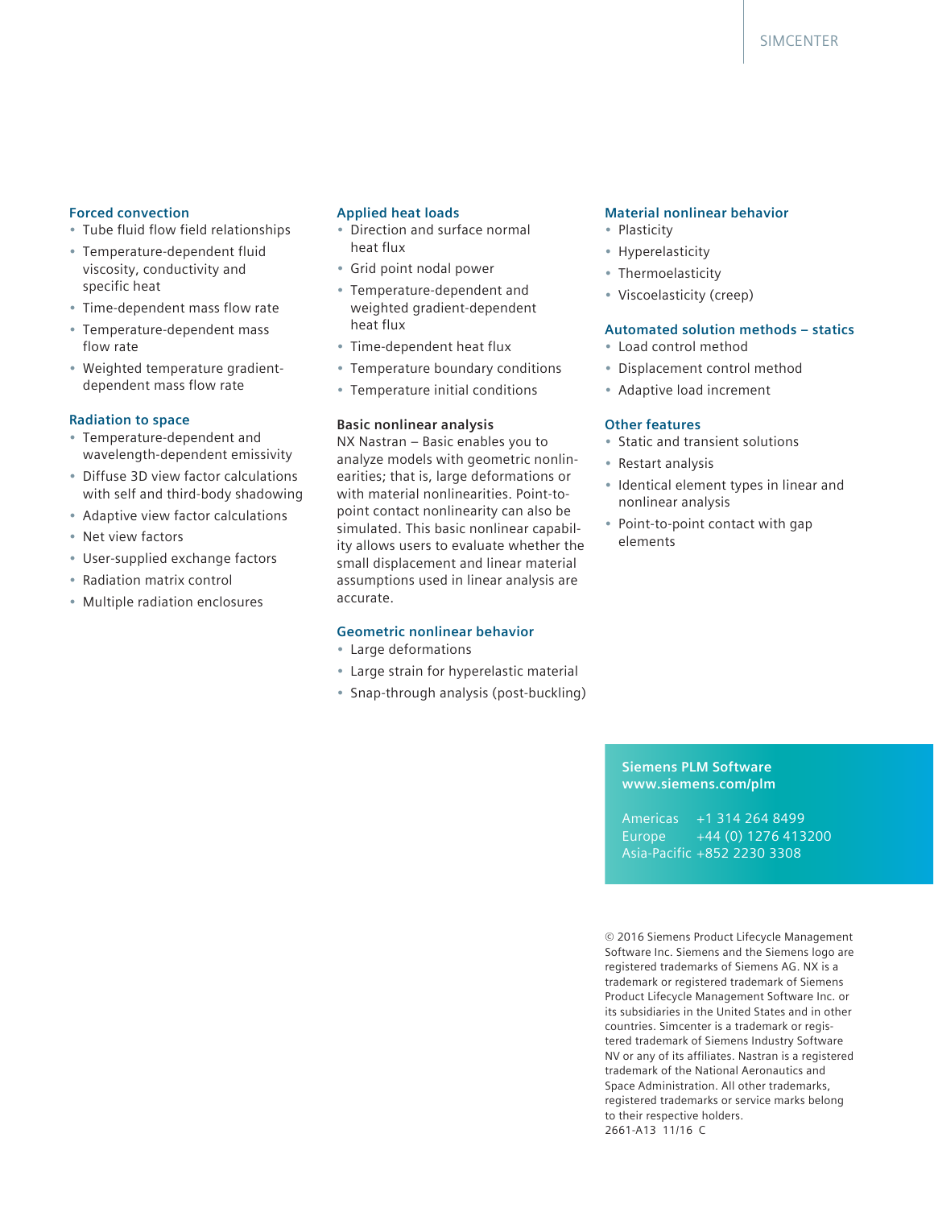### Forced convection

- Tube fluid flow field relationships
- Temperature-dependent fluid viscosity, conductivity and specific heat
- Time-dependent mass flow rate
- Temperature-dependent mass flow rate
- Weighted temperature gradient-dependent mass flow rate

### Radiation to space

- Temperature-dependent and wavelength-dependent emissivity
- Diffuse 3D view factor calculations with self and third-body shadowing
- Adaptive view factor calculations
- Net view factors
- User-supplied exchange factors
- Radiation matrix control
- Multiple radiation enclosures

### Applied heat loads

- Direction and surface normal heat flux
- Grid point nodal power
- Temperature-dependent and weighted gradient-dependent heat flux
- Time-dependent heat flux
- Temperature boundary conditions
- Temperature initial conditions

**Basic nonlinear analysis**

NX Nastran – Basic enables you to analyze models with geometric nonlinearities; that is, large deformations or with material nonlinearities. Point-to-point contact nonlinearity can also be simulated. This basic nonlinear capability allows users to evaluate whether the small displacement and linear material assumptions used in linear analysis are accurate.

### Geometric nonlinear behavior

- Large deformations
- Large strain for hyperelastic material
- Snap-through analysis (post-buckling)

### Material nonlinear behavior

- Plasticity
- Hyperelasticity
- Thermoelasticity
- Viscoelasticity (creep)

### Automated solution methods – statics

- Load control method
- Displacement control method
- Adaptive load increment

### Other features

- Static and transient solutions
- Restart analysis
- Identical element types in linear and nonlinear analysis
- Point-to-point contact with gap elements

**Siemens PLM Software**
**www.siemens.com/plm**

Americas +1 314 264 8499
Europe +44 (0) 1276 413200
Asia-Pacific +852 2230 3308

© 2016 Siemens Product Lifecycle Management Software Inc. Siemens and the Siemens logo are registered trademarks of Siemens AG. NX is a trademark or registered trademark of Siemens Product Lifecycle Management Software Inc. or its subsidiaries in the United States and in other countries. Simcenter is a trademark or registered trademark of Siemens Industry Software NV or any of its affiliates. Nastran is a registered trademark of the National Aeronautics and Space Administration. All other trademarks, registered trademarks or service marks belong to their respective holders.
2661-A13 11/16 C